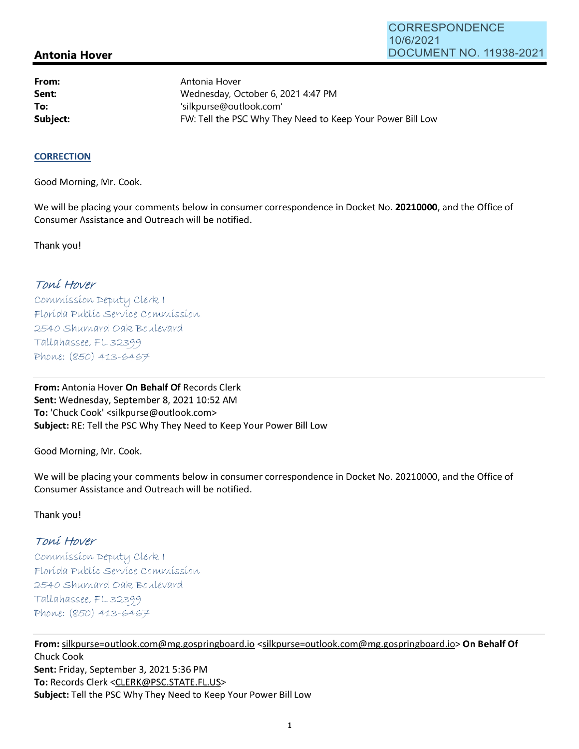CORRESPONDENCE
10/6/2021
DOCUMENT NO. 11938-2021

## Antonia Hover

**From:** Antonia Hover
**Sent:** Wednesday, October 6, 2021 4:47 PM
**To:** 'silkpurse@outlook.com'
**Subject:** FW: Tell the PSC Why They Need to Keep Your Power Bill Low

**CORRECTION**

Good Morning, Mr. Cook.

We will be placing your comments below in consumer correspondence in Docket No. **20210000**, and the Office of Consumer Assistance and Outreach will be notified.

Thank you!

*Toni Hover*
Commission Deputy Clerk I
Florida Public Service Commission
2540 Shumard Oak Boulevard
Tallahassee, FL 32399
Phone: (850) 413-6467

---

**From:** Antonia Hover **On Behalf Of** Records Clerk
**Sent:** Wednesday, September 8, 2021 10:52 AM
**To:** 'Chuck Cook' <silkpurse@outlook.com>
**Subject:** RE: Tell the PSC Why They Need to Keep Your Power Bill Low

Good Morning, Mr. Cook.

We will be placing your comments below in consumer correspondence in Docket No. 20210000, and the Office of Consumer Assistance and Outreach will be notified.

Thank you!

*Toni Hover*
Commission Deputy Clerk I
Florida Public Service Commission
2540 Shumard Oak Boulevard
Tallahassee, FL 32399
Phone: (850) 413-6467

---

**From:** silkpurse=outlook.com@mg.gospringboard.io <silkpurse=outlook.com@mg.gospringboard.io> **On Behalf Of** Chuck Cook
**Sent:** Friday, September 3, 2021 5:36 PM
**To:** Records Clerk <CLERK@PSC.STATE.FL.US>
**Subject:** Tell the PSC Why They Need to Keep Your Power Bill Low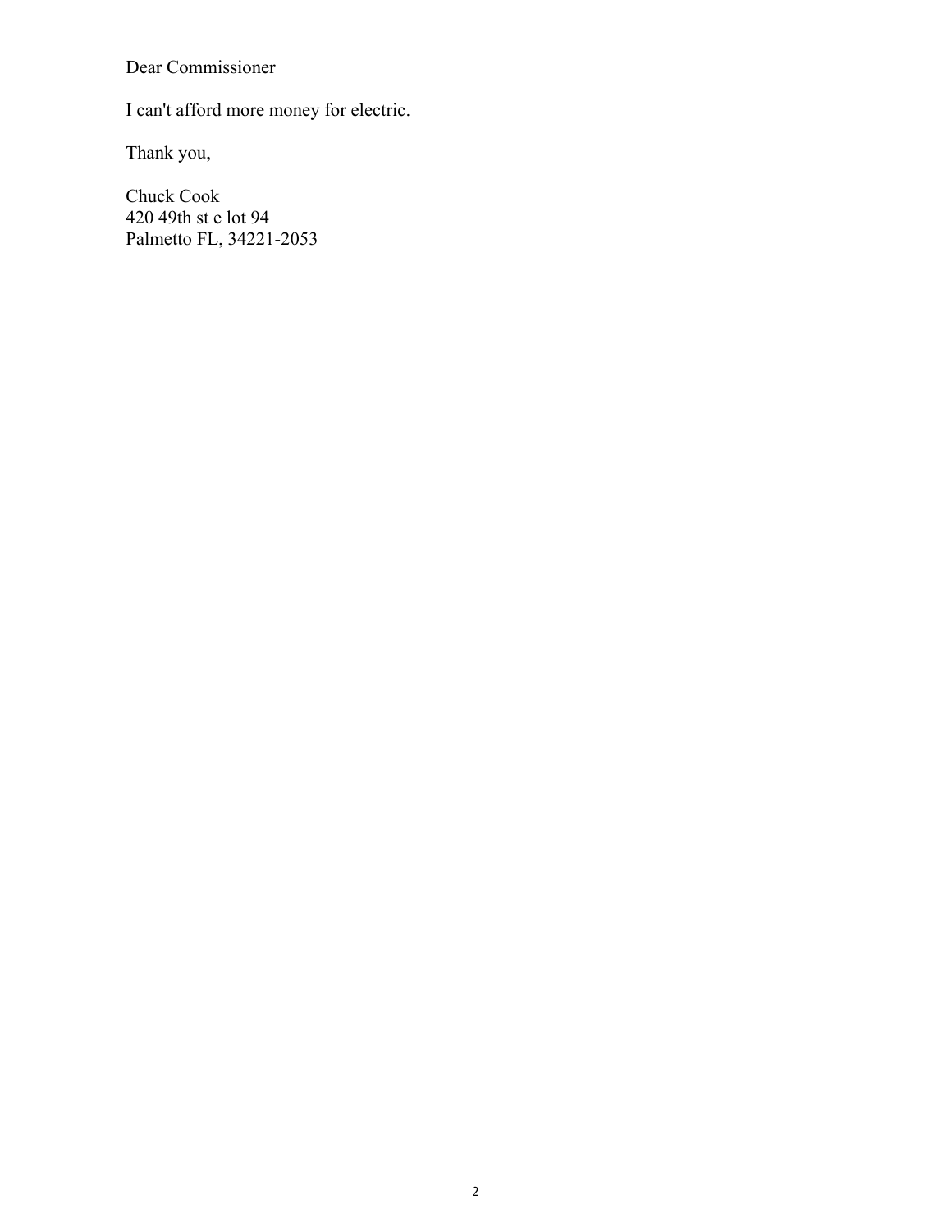Dear Commissioner

I can't afford more money for electric.

Thank you,

Chuck Cook
420 49th st e lot 94
Palmetto FL, 34221-2053